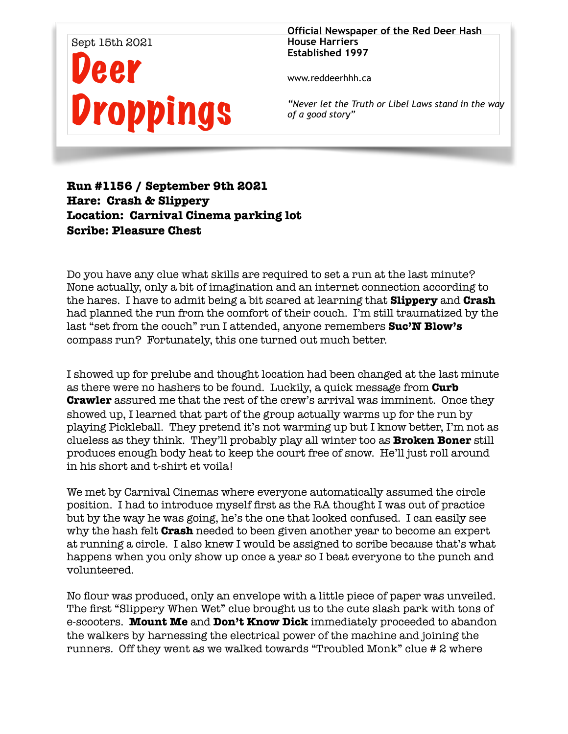Sept 15th 2021

# Deer Droppings

**Official Newspaper of the Red Deer Hash House Harriers**
**Established 1997**

www.reddeerhhh.ca

*"Never let the Truth or Libel Laws stand in the way of a good story"*

**Run #1156 / September 9th 2021**
**Hare: Crash & Slippery**
**Location: Carnival Cinema parking lot**
**Scribe: Pleasure Chest**

Do you have any clue what skills are required to set a run at the last minute? None actually, only a bit of imagination and an internet connection according to the hares. I have to admit being a bit scared at learning that **Slippery** and **Crash** had planned the run from the comfort of their couch. I'm still traumatized by the last "set from the couch" run I attended, anyone remembers **Suc'N Blow's** compass run? Fortunately, this one turned out much better.

I showed up for prelube and thought location had been changed at the last minute as there were no hashers to be found. Luckily, a quick message from **Curb Crawler** assured me that the rest of the crew's arrival was imminent. Once they showed up, I learned that part of the group actually warms up for the run by playing Pickleball. They pretend it's not warming up but I know better, I'm not as clueless as they think. They'll probably play all winter too as **Broken Boner** still produces enough body heat to keep the court free of snow. He'll just roll around in his short and t-shirt et voila!

We met by Carnival Cinemas where everyone automatically assumed the circle position. I had to introduce myself first as the RA thought I was out of practice but by the way he was going, he's the one that looked confused. I can easily see why the hash felt **Crash** needed to been given another year to become an expert at running a circle. I also knew I would be assigned to scribe because that's what happens when you only show up once a year so I beat everyone to the punch and volunteered.

No flour was produced, only an envelope with a little piece of paper was unveiled. The first "Slippery When Wet" clue brought us to the cute slash park with tons of e-scooters. **Mount Me** and **Don't Know Dick** immediately proceeded to abandon the walkers by harnessing the electrical power of the machine and joining the runners. Off they went as we walked towards "Troubled Monk" clue # 2 where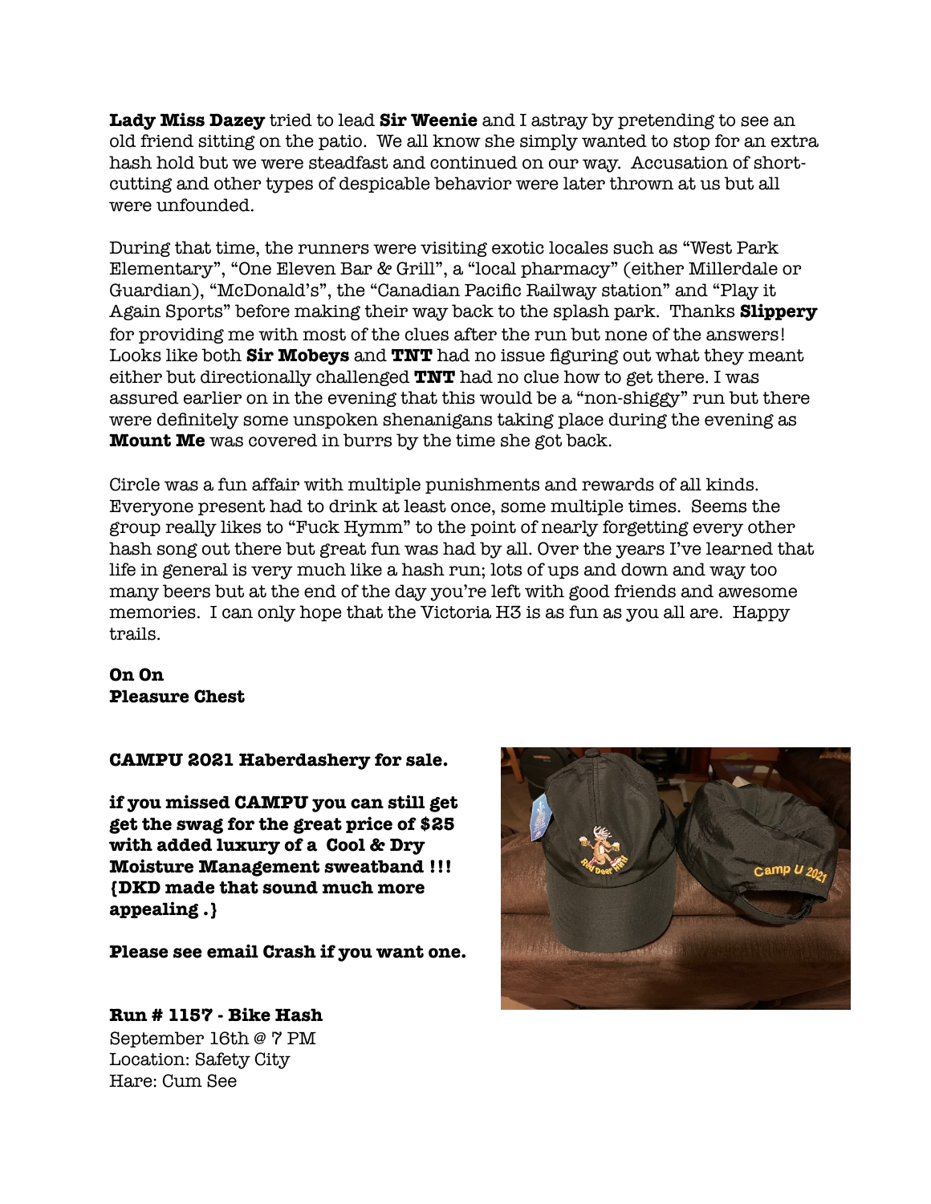**Lady Miss Dazey** tried to lead **Sir Weenie** and I astray by pretending to see an old friend sitting on the patio. We all know she simply wanted to stop for an extra hash hold but we were steadfast and continued on our way. Accusation of short-cutting and other types of despicable behavior were later thrown at us but all were unfounded.

During that time, the runners were visiting exotic locales such as "West Park Elementary", "One Eleven Bar & Grill", a "local pharmacy" (either Millerdale or Guardian), "McDonald's", the "Canadian Pacific Railway station" and "Play it Again Sports" before making their way back to the splash park. Thanks **Slippery** for providing me with most of the clues after the run but none of the answers! Looks like both **Sir Mobeys** and **TNT** had no issue figuring out what they meant either but directionally challenged **TNT** had no clue how to get there. I was assured earlier on in the evening that this would be a "non-shiggy" run but there were definitely some unspoken shenanigans taking place during the evening as **Mount Me** was covered in burrs by the time she got back.

Circle was a fun affair with multiple punishments and rewards of all kinds. Everyone present had to drink at least once, some multiple times. Seems the group really likes to "Fuck Hymm" to the point of nearly forgetting every other hash song out there but great fun was had by all. Over the years I've learned that life in general is very much like a hash run; lots of ups and down and way too many beers but at the end of the day you're left with good friends and awesome memories. I can only hope that the Victoria H3 is as fun as you all are. Happy trails.

**On On**
**Pleasure Chest**

**CAMPU 2021 Haberdashery for sale.**

**if you missed CAMPU you can still get get the swag for the great price of $25 with added luxury of a Cool & Dry Moisture Management sweatband !!! {DKD made that sound much more appealing .}**

**Please see email Crash if you want one.**

**Run # 1157 - Bike Hash**
September 16th @ 7 PM
Location: Safety City
Hare: Cum See